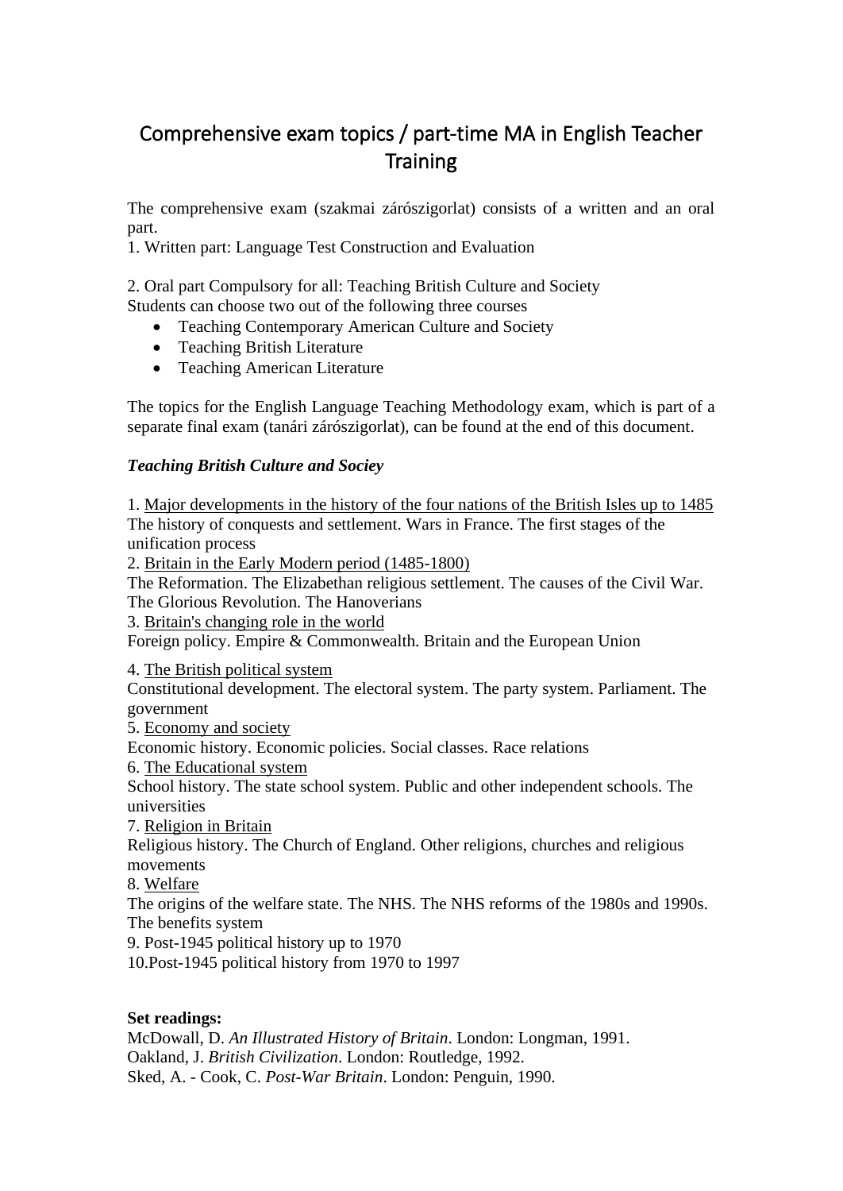# Comprehensive exam topics / part-time MA in English Teacher Training

The comprehensive exam (szakmai zárószigorlat) consists of a written and an oral part.

1. Written part: Language Test Construction and Evaluation

2. Oral part Compulsory for all: Teaching British Culture and Society
Students can choose two out of the following three courses

- Teaching Contemporary American Culture and Society
- Teaching British Literature
- Teaching American Literature

The topics for the English Language Teaching Methodology exam, which is part of a separate final exam (tanári zárószigorlat), can be found at the end of this document.

***Teaching British Culture and Sociey***

1. Major developments in the history of the four nations of the British Isles up to 1485
The history of conquests and settlement. Wars in France. The first stages of the unification process
2. Britain in the Early Modern period (1485-1800)
The Reformation. The Elizabethan religious settlement. The causes of the Civil War. The Glorious Revolution. The Hanoverians
3. Britain's changing role in the world
Foreign policy. Empire & Commonwealth. Britain and the European Union
4. The British political system
Constitutional development. The electoral system. The party system. Parliament. The government
5. Economy and society
Economic history. Economic policies. Social classes. Race relations
6. The Educational system
School history. The state school system. Public and other independent schools. The universities
7. Religion in Britain
Religious history. The Church of England. Other religions, churches and religious movements
8. Welfare
The origins of the welfare state. The NHS. The NHS reforms of the 1980s and 1990s. The benefits system
9. Post-1945 political history up to 1970
10. Post-1945 political history from 1970 to 1997

**Set readings:**

McDowall, D. *An Illustrated History of Britain*. London: Longman, 1991.
Oakland, J. *British Civilization*. London: Routledge, 1992.
Sked, A. - Cook, C. *Post-War Britain*. London: Penguin, 1990.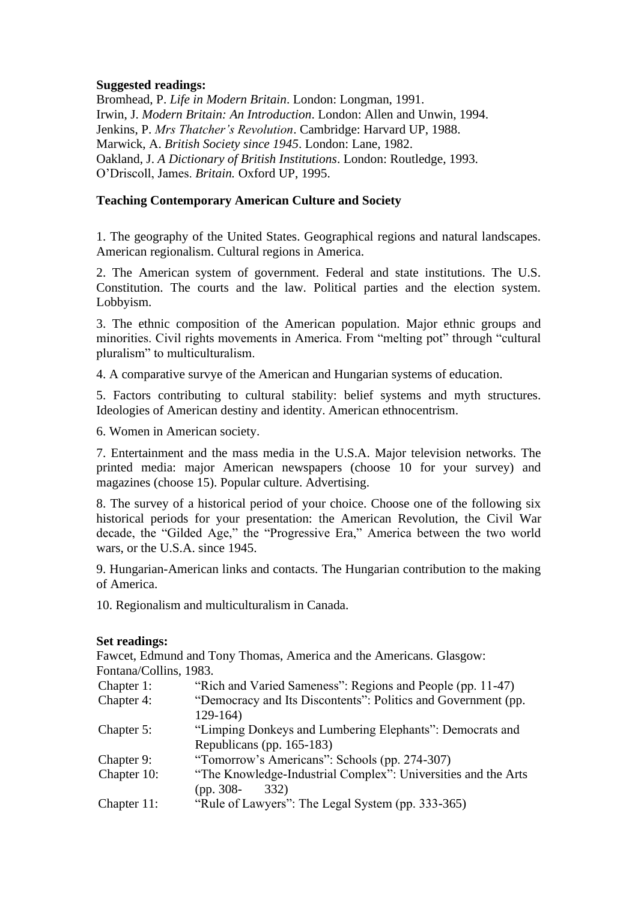**Suggested readings:**

Bromhead, P. *Life in Modern Britain*. London: Longman, 1991.
Irwin, J. *Modern Britain: An Introduction*. London: Allen and Unwin, 1994.
Jenkins, P. *Mrs Thatcher's Revolution*. Cambridge: Harvard UP, 1988.
Marwick, A. *British Society since 1945*. London: Lane, 1982.
Oakland, J. *A Dictionary of British Institutions*. London: Routledge, 1993.
O'Driscoll, James. *Britain.* Oxford UP, 1995.

**Teaching Contemporary American Culture and Society**

1. The geography of the United States. Geographical regions and natural landscapes. American regionalism. Cultural regions in America.

2. The American system of government. Federal and state institutions. The U.S. Constitution. The courts and the law. Political parties and the election system. Lobbyism.

3. The ethnic composition of the American population. Major ethnic groups and minorities. Civil rights movements in America. From "melting pot" through "cultural pluralism" to multiculturalism.

4. A comparative survye of the American and Hungarian systems of education.

5. Factors contributing to cultural stability: belief systems and myth structures. Ideologies of American destiny and identity. American ethnocentrism.

6. Women in American society.

7. Entertainment and the mass media in the U.S.A. Major television networks. The printed media: major American newspapers (choose 10 for your survey) and magazines (choose 15). Popular culture. Advertising.

8. The survey of a historical period of your choice. Choose one of the following six historical periods for your presentation: the American Revolution, the Civil War decade, the "Gilded Age," the "Progressive Era," America between the two world wars, or the U.S.A. since 1945.

9. Hungarian-American links and contacts. The Hungarian contribution to the making of America.

10. Regionalism and multiculturalism in Canada.

**Set readings:**

Fawcet, Edmund and Tony Thomas, America and the Americans. Glasgow: Fontana/Collins, 1983.

| | |
|---|---|
| Chapter 1: | "Rich and Varied Sameness": Regions and People (pp. 11-47) |
| Chapter 4: | "Democracy and Its Discontents": Politics and Government (pp. 129-164) |
| Chapter 5: | "Limping Donkeys and Lumbering Elephants": Democrats and Republicans (pp. 165-183) |
| Chapter 9: | "Tomorrow's Americans": Schools (pp. 274-307) |
| Chapter 10: | "The Knowledge-Industrial Complex": Universities and the Arts (pp. 308- 332) |
| Chapter 11: | "Rule of Lawyers": The Legal System (pp. 333-365) |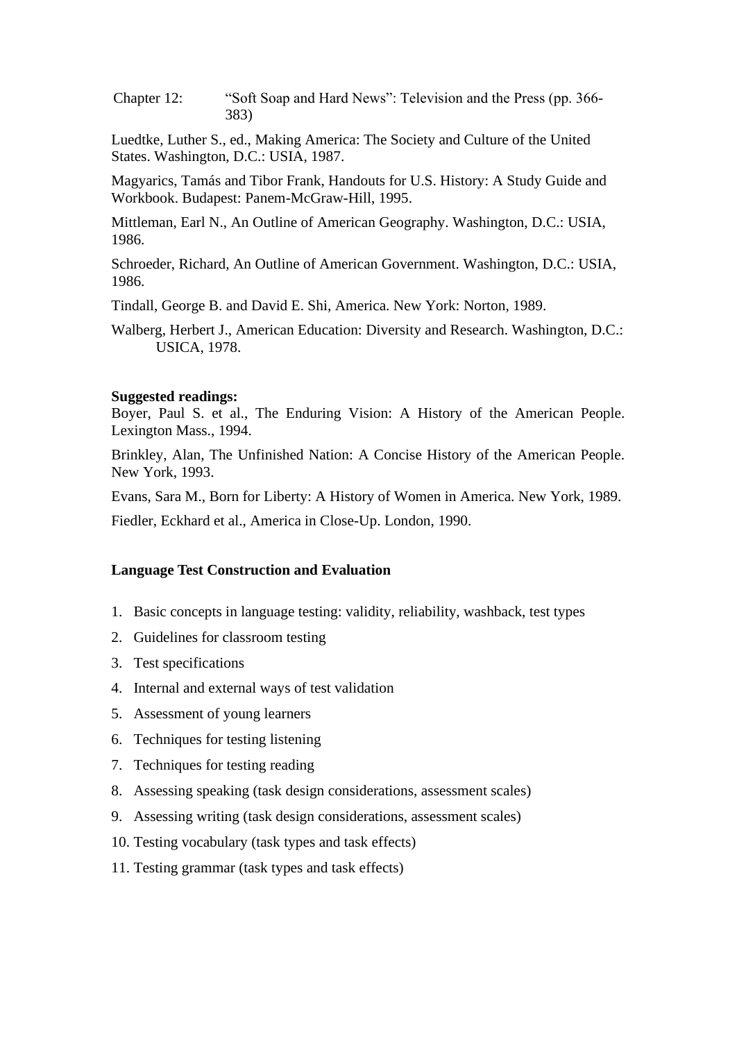Chapter 12: “Soft Soap and Hard News”: Television and the Press (pp. 366-383)

Luedtke, Luther S., ed., Making America: The Society and Culture of the United States. Washington, D.C.: USIA, 1987.

Magyarics, Tamás and Tibor Frank, Handouts for U.S. History: A Study Guide and Workbook. Budapest: Panem-McGraw-Hill, 1995.

Mittleman, Earl N., An Outline of American Geography. Washington, D.C.: USIA, 1986.

Schroeder, Richard, An Outline of American Government. Washington, D.C.: USIA, 1986.

Tindall, George B. and David E. Shi, America. New York: Norton, 1989.

Walberg, Herbert J., American Education: Diversity and Research. Washington, D.C.: USICA, 1978.

**Suggested readings:**

Boyer, Paul S. et al., The Enduring Vision: A History of the American People. Lexington Mass., 1994.

Brinkley, Alan, The Unfinished Nation: A Concise History of the American People. New York, 1993.

Evans, Sara M., Born for Liberty: A History of Women in America. New York, 1989.

Fiedler, Eckhard et al., America in Close-Up. London, 1990.

**Language Test Construction and Evaluation**

1. Basic concepts in language testing: validity, reliability, washback, test types
2. Guidelines for classroom testing
3. Test specifications
4. Internal and external ways of test validation
5. Assessment of young learners
6. Techniques for testing listening
7. Techniques for testing reading
8. Assessing speaking (task design considerations, assessment scales)
9. Assessing writing (task design considerations, assessment scales)
10. Testing vocabulary (task types and task effects)
11. Testing grammar (task types and task effects)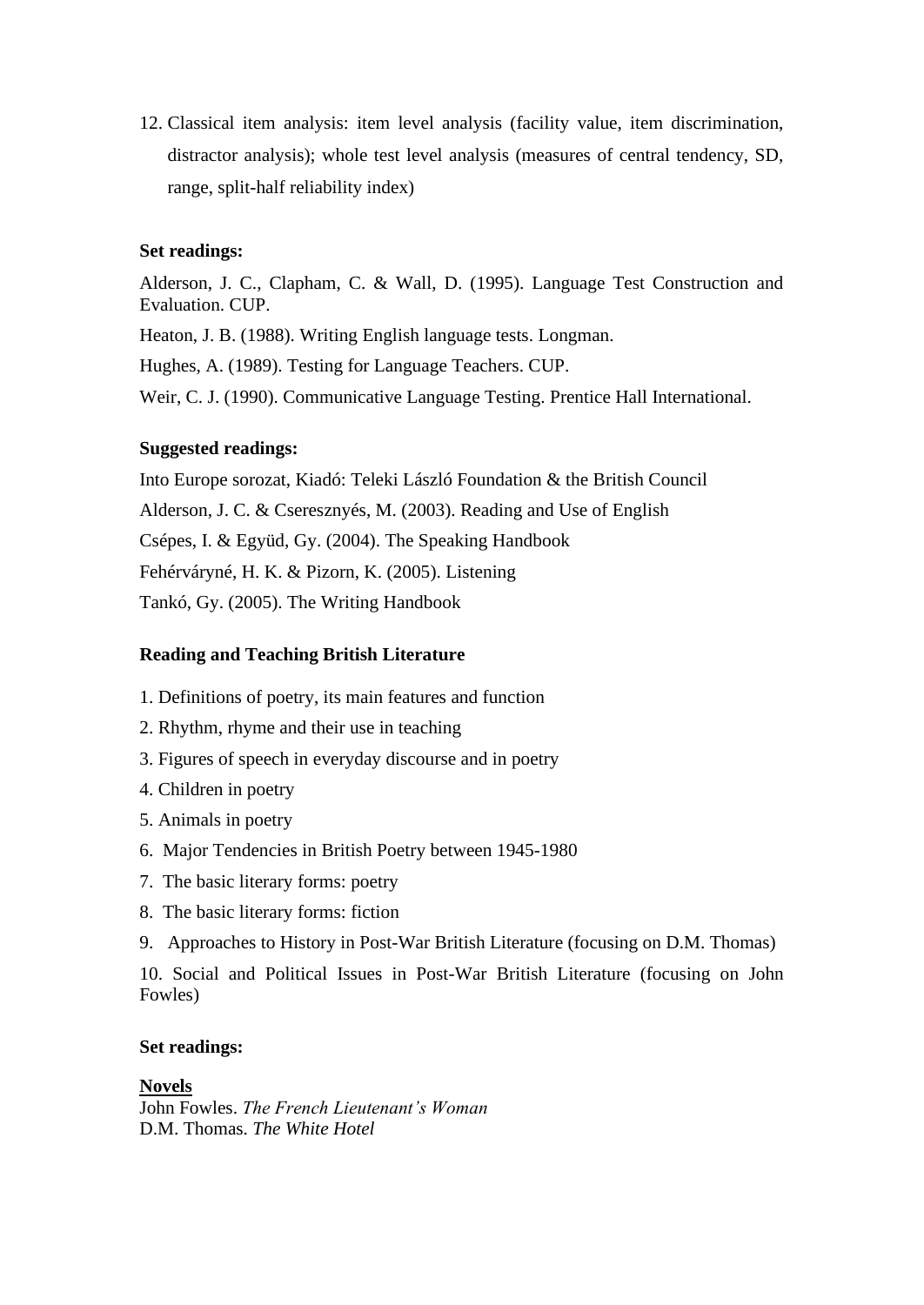12. Classical item analysis: item level analysis (facility value, item discrimination, distractor analysis); whole test level analysis (measures of central tendency, SD, range, split-half reliability index)

**Set readings:**

Alderson, J. C., Clapham, C. & Wall, D. (1995). Language Test Construction and Evaluation. CUP.

Heaton, J. B. (1988). Writing English language tests. Longman.

Hughes, A. (1989). Testing for Language Teachers. CUP.

Weir, C. J. (1990). Communicative Language Testing. Prentice Hall International.

**Suggested readings:**

Into Europe sorozat, Kiadó: Teleki László Foundation & the British Council

Alderson, J. C. & Cseresznyés, M. (2003). Reading and Use of English

Csépes, I. & Együd, Gy. (2004). The Speaking Handbook

Fehérváryné, H. K. & Pizorn, K. (2005). Listening

Tankó, Gy. (2005). The Writing Handbook

**Reading and Teaching British Literature**

1. Definitions of poetry, its main features and function
2. Rhythm, rhyme and their use in teaching
3. Figures of speech in everyday discourse and in poetry
4. Children in poetry
5. Animals in poetry
6. Major Tendencies in British Poetry between 1945-1980
7. The basic literary forms: poetry
8. The basic literary forms: fiction
9. Approaches to History in Post-War British Literature (focusing on D.M. Thomas)
10. Social and Political Issues in Post-War British Literature (focusing on John Fowles)

**Set readings:**

**Novels**

John Fowles. *The French Lieutenant's Woman*
D.M. Thomas. *The White Hotel*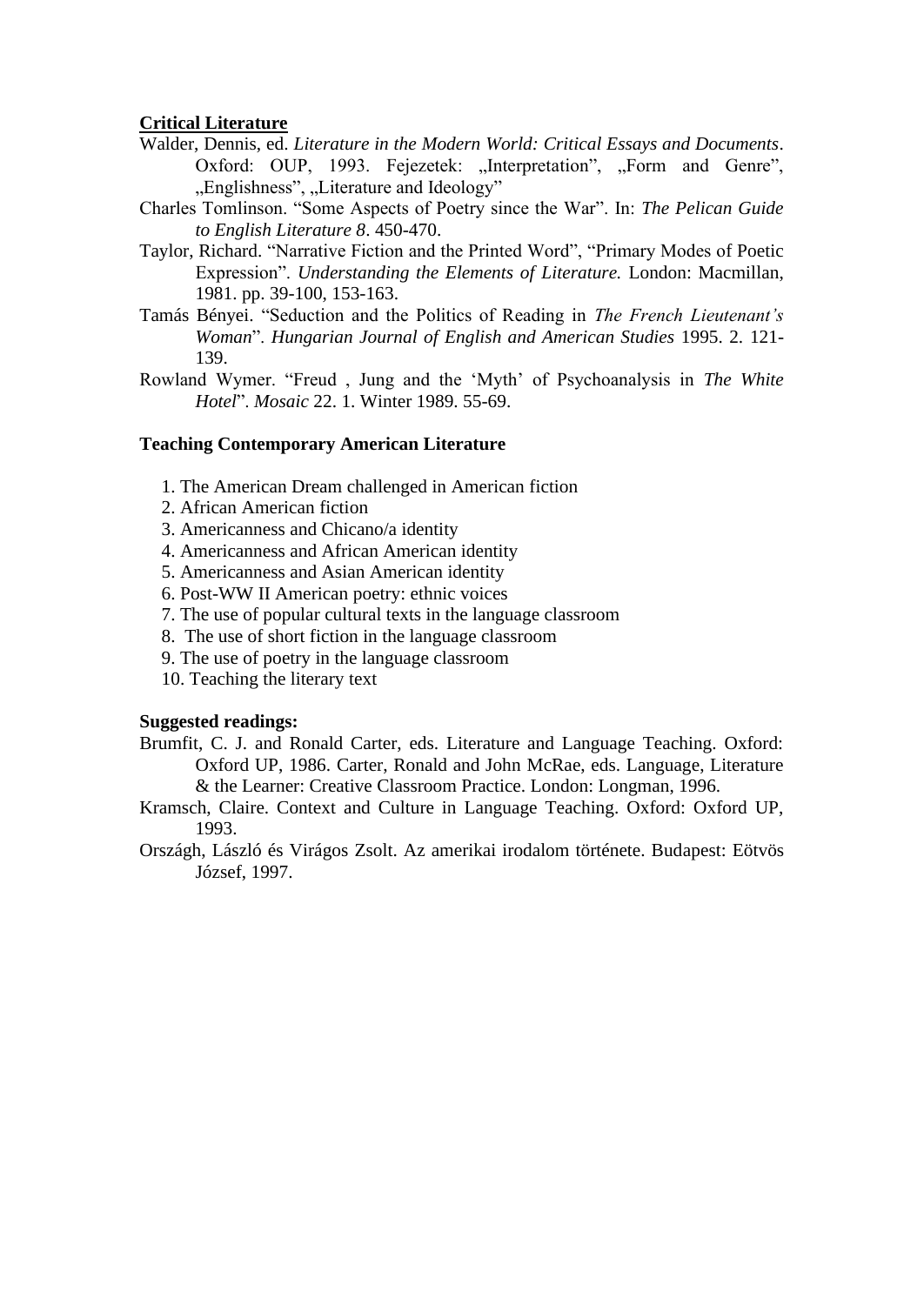**Critical Literature**

Walder, Dennis, ed. *Literature in the Modern World: Critical Essays and Documents*. Oxford: OUP, 1993. Fejezetek: „Interpretation", „Form and Genre", „Englishness", „Literature and Ideology"

Charles Tomlinson. "Some Aspects of Poetry since the War". In: *The Pelican Guide to English Literature 8*. 450-470.

Taylor, Richard. "Narrative Fiction and the Printed Word", "Primary Modes of Poetic Expression". *Understanding the Elements of Literature.* London: Macmillan, 1981. pp. 39-100, 153-163.

Tamás Bényei. "Seduction and the Politics of Reading in *The French Lieutenant's Woman*". *Hungarian Journal of English and American Studies* 1995. 2. 121-139.

Rowland Wymer. "Freud , Jung and the 'Myth' of Psychoanalysis in *The White Hotel*". *Mosaic* 22. 1. Winter 1989. 55-69.

**Teaching Contemporary American Literature**

1. The American Dream challenged in American fiction
2. African American fiction
3. Americanness and Chicano/a identity
4. Americanness and African American identity
5. Americanness and Asian American identity
6. Post-WW II American poetry: ethnic voices
7. The use of popular cultural texts in the language classroom
8. The use of short fiction in the language classroom
9. The use of poetry in the language classroom
10. Teaching the literary text

**Suggested readings:**

Brumfit, C. J. and Ronald Carter, eds. Literature and Language Teaching. Oxford: Oxford UP, 1986. Carter, Ronald and John McRae, eds. Language, Literature & the Learner: Creative Classroom Practice. London: Longman, 1996.

Kramsch, Claire. Context and Culture in Language Teaching. Oxford: Oxford UP, 1993.

Országh, László és Virágos Zsolt. Az amerikai irodalom története. Budapest: Eötvös József, 1997.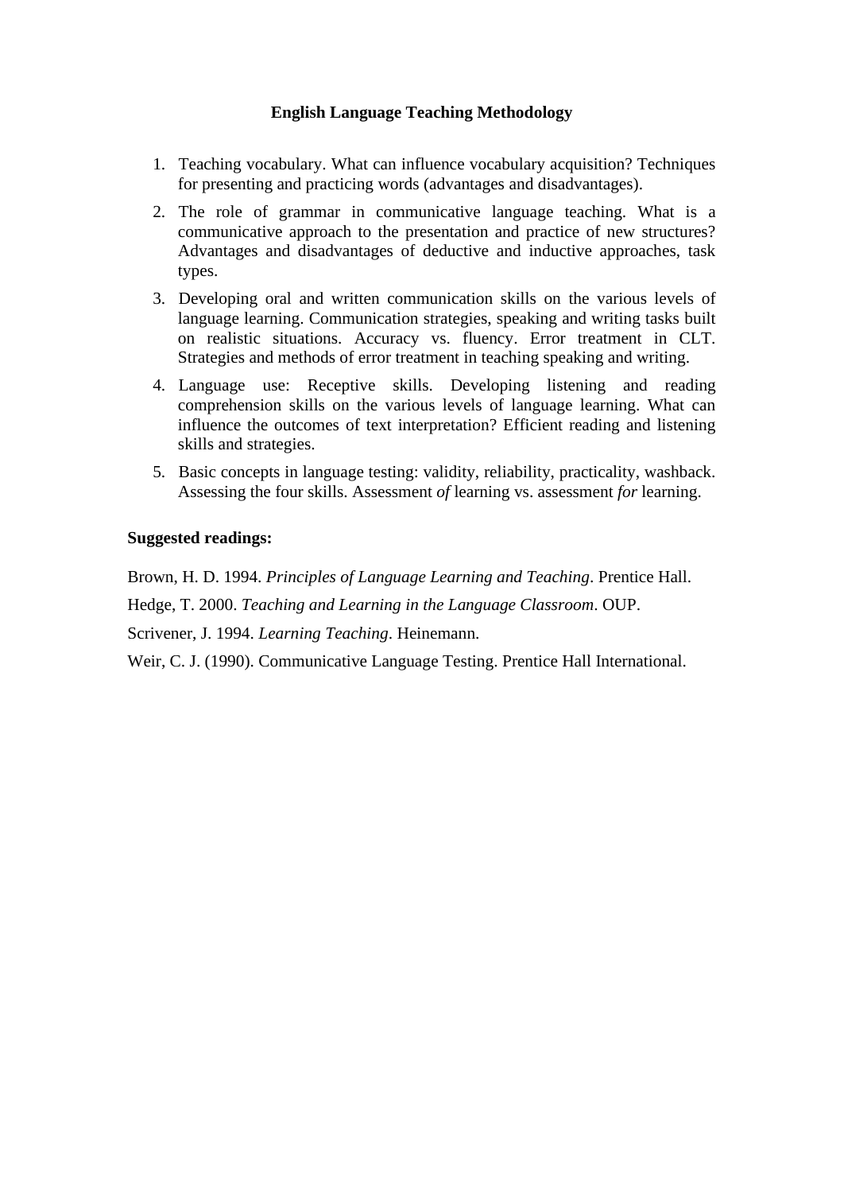**English Language Teaching Methodology**

1. Teaching vocabulary. What can influence vocabulary acquisition? Techniques for presenting and practicing words (advantages and disadvantages).
2. The role of grammar in communicative language teaching. What is a communicative approach to the presentation and practice of new structures? Advantages and disadvantages of deductive and inductive approaches, task types.
3. Developing oral and written communication skills on the various levels of language learning. Communication strategies, speaking and writing tasks built on realistic situations. Accuracy vs. fluency. Error treatment in CLT. Strategies and methods of error treatment in teaching speaking and writing.
4. Language use: Receptive skills. Developing listening and reading comprehension skills on the various levels of language learning. What can influence the outcomes of text interpretation? Efficient reading and listening skills and strategies.
5. Basic concepts in language testing: validity, reliability, practicality, washback. Assessing the four skills. Assessment *of* learning vs. assessment *for* learning.

**Suggested readings:**

Brown, H. D. 1994. *Principles of Language Learning and Teaching*. Prentice Hall.

Hedge, T. 2000. *Teaching and Learning in the Language Classroom*. OUP.

Scrivener, J. 1994. *Learning Teaching*. Heinemann.

Weir, C. J. (1990). Communicative Language Testing. Prentice Hall International.